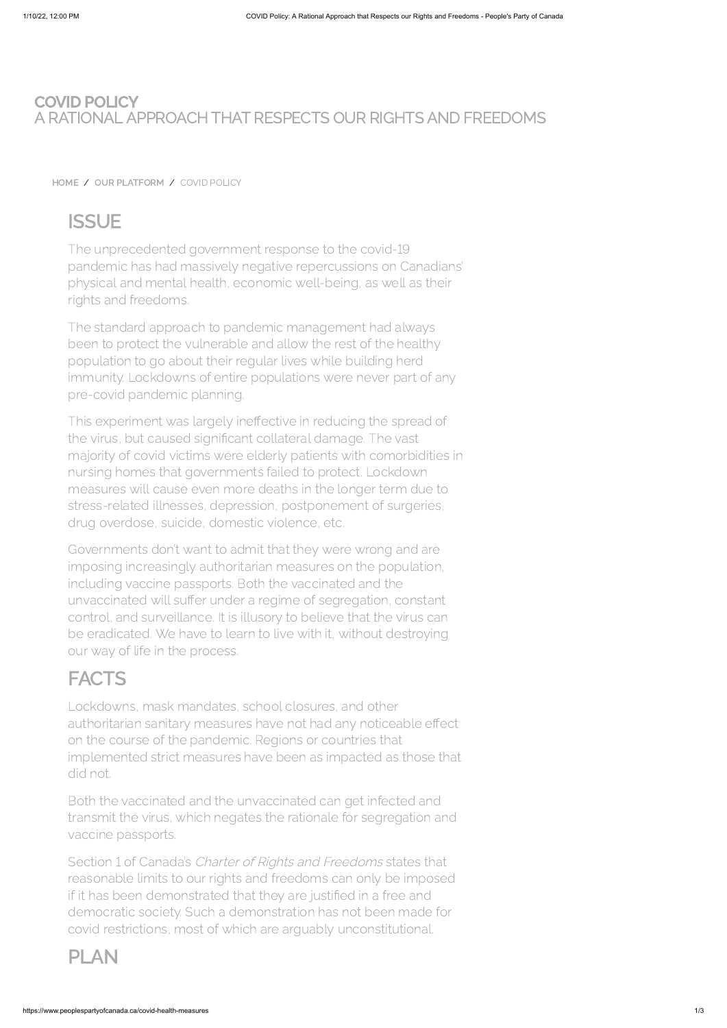# COVID POLICY
## A RATIONAL APPROACH THAT RESPECTS OUR RIGHTS AND FREEDOMS

HOME / OUR PLATFORM / COVID POLICY

## ISSUE

The unprecedented government response to the covid-19 pandemic has had massively negative repercussions on Canadians' physical and mental health, economic well-being, as well as their rights and freedoms.

The standard approach to pandemic management had always been to protect the vulnerable and allow the rest of the healthy population to go about their regular lives while building herd immunity. Lockdowns of entire populations were never part of any pre-covid pandemic planning.

This experiment was largely ineffective in reducing the spread of the virus, but caused significant collateral damage. The vast majority of covid victims were elderly patients with comorbidities in nursing homes that governments failed to protect. Lockdown measures will cause even more deaths in the longer term due to stress-related illnesses, depression, postponement of surgeries, drug overdose, suicide, domestic violence, etc.

Governments don't want to admit that they were wrong and are imposing increasingly authoritarian measures on the population, including vaccine passports. Both the vaccinated and the unvaccinated will suffer under a regime of segregation, constant control, and surveillance. It is illusory to believe that the virus can be eradicated. We have to learn to live with it, without destroying our way of life in the process.

## FACTS

Lockdowns, mask mandates, school closures, and other authoritarian sanitary measures have not had any noticeable effect on the course of the pandemic. Regions or countries that implemented strict measures have been as impacted as those that did not.

Both the vaccinated and the unvaccinated can get infected and transmit the virus, which negates the rationale for segregation and vaccine passports.

Section 1 of Canada's *Charter of Rights and Freedoms* states that reasonable limits to our rights and freedoms can only be imposed if it has been demonstrated that they are justified in a free and democratic society. Such a demonstration has not been made for covid restrictions, most of which are arguably unconstitutional.

## PLAN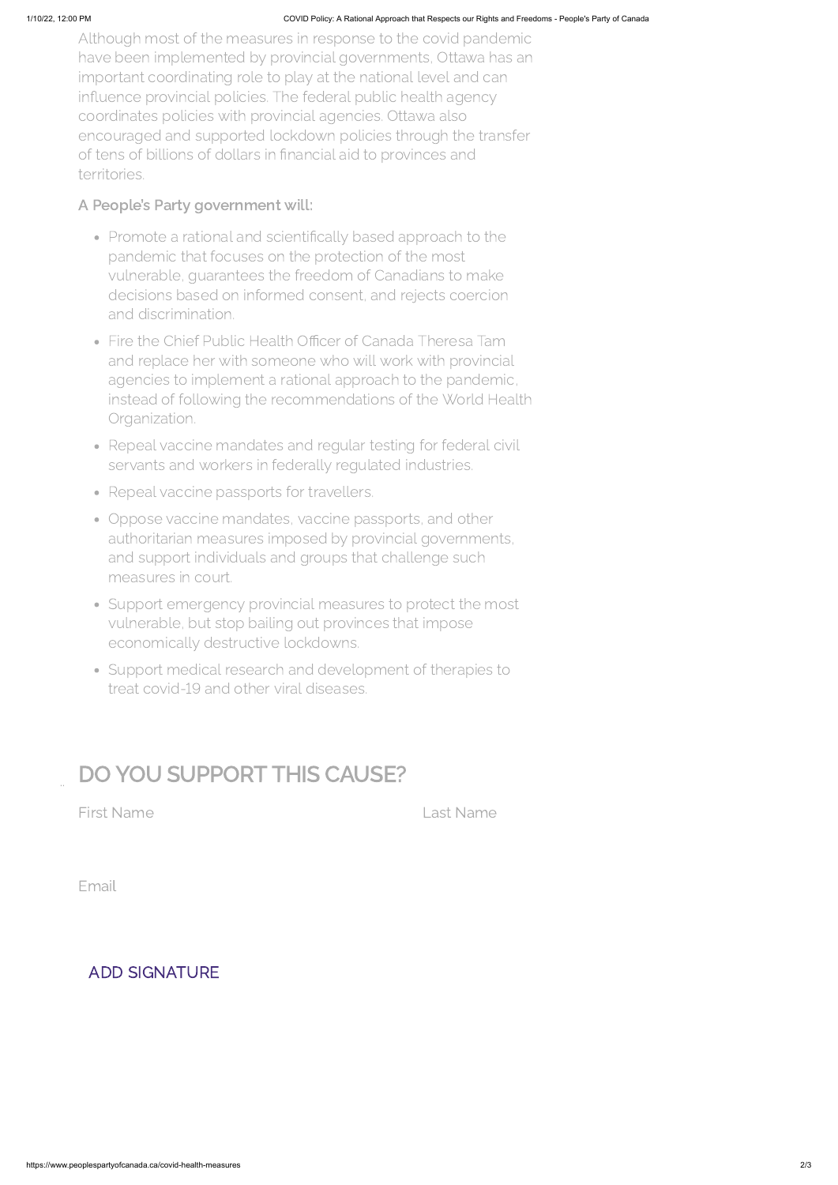Although most of the measures in response to the covid pandemic have been implemented by provincial governments, Ottawa has an important coordinating role to play at the national level and can influence provincial policies. The federal public health agency coordinates policies with provincial agencies. Ottawa also encouraged and supported lockdown policies through the transfer of tens of billions of dollars in financial aid to provinces and territories.

**A People's Party government will:**

- Promote a rational and scientifically based approach to the pandemic that focuses on the protection of the most vulnerable, guarantees the freedom of Canadians to make decisions based on informed consent, and rejects coercion and discrimination.
- Fire the Chief Public Health Officer of Canada Theresa Tam and replace her with someone who will work with provincial agencies to implement a rational approach to the pandemic, instead of following the recommendations of the World Health Organization.
- Repeal vaccine mandates and regular testing for federal civil servants and workers in federally regulated industries.
- Repeal vaccine passports for travellers.
- Oppose vaccine mandates, vaccine passports, and other authoritarian measures imposed by provincial governments, and support individuals and groups that challenge such measures in court.
- Support emergency provincial measures to protect the most vulnerable, but stop bailing out provinces that impose economically destructive lockdowns.
- Support medical research and development of therapies to treat covid-19 and other viral diseases.

## DO YOU SUPPORT THIS CAUSE?

First Name

Last Name

Email

ADD SIGNATURE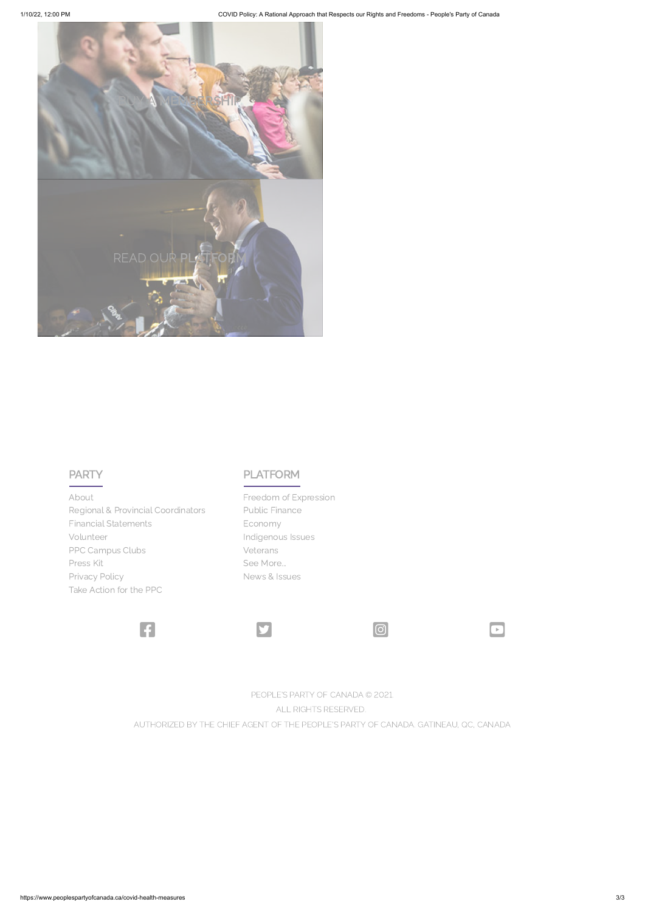BUY A MEMBERSHIP

READ OUR PLATFORM

## PARTY

- About
- Regional & Provincial Coordinators
- Financial Statements
- Volunteer
- PPC Campus Clubs
- Press Kit
- Privacy Policy
- Take Action for the PPC

## PLATFORM

- Freedom of Expression
- Public Finance
- Economy
- Indigenous Issues
- Veterans
- See More...
- News & Issues

PEOPLE'S PARTY OF CANADA © 2021

ALL RIGHTS RESERVED.

AUTHORIZED BY THE CHIEF AGENT OF THE PEOPLE'S PARTY OF CANADA. GATINEAU, QC, CANADA